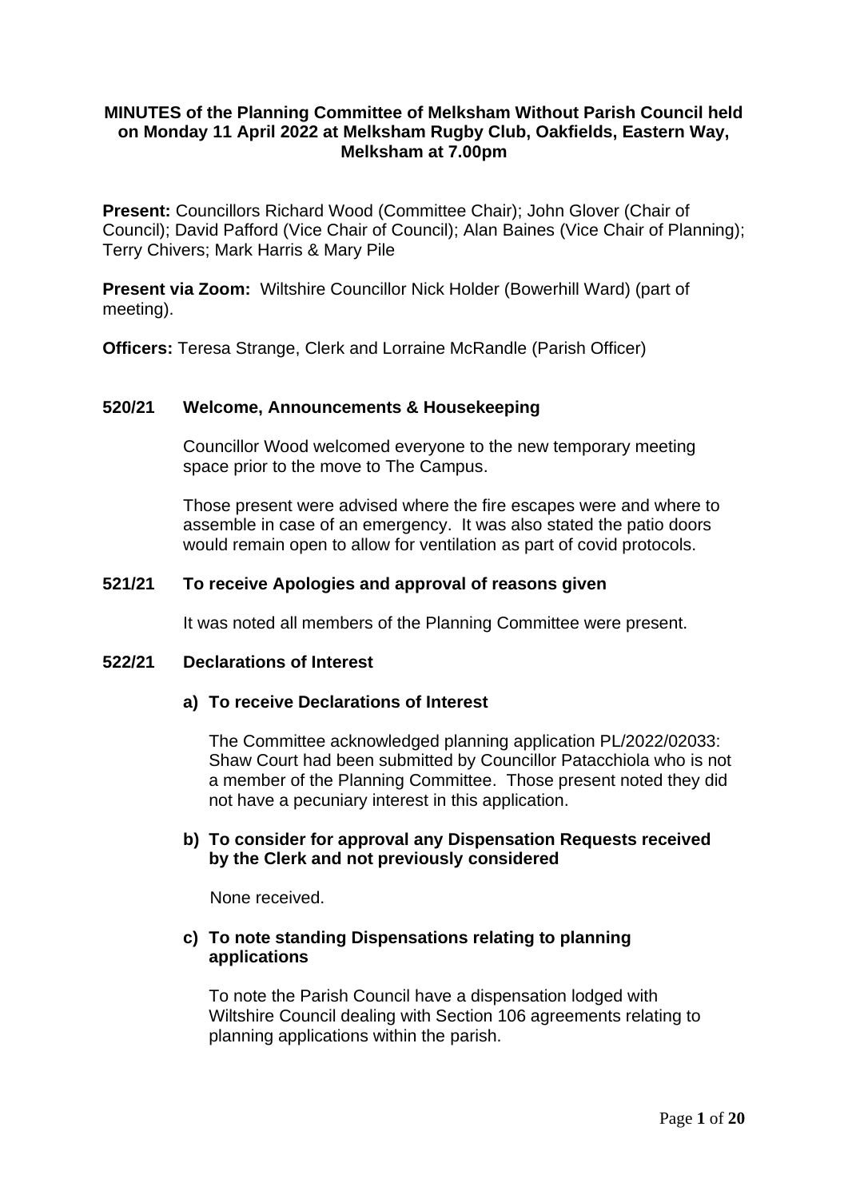**MINUTES of the Planning Committee of Melksham Without Parish Council held on Monday 11 April 2022 at Melksham Rugby Club, Oakfields, Eastern Way, Melksham at 7.00pm**

**Present:** Councillors Richard Wood (Committee Chair); John Glover (Chair of Council); David Pafford (Vice Chair of Council); Alan Baines (Vice Chair of Planning); Terry Chivers; Mark Harris & Mary Pile

**Present via Zoom:** Wiltshire Councillor Nick Holder (Bowerhill Ward) (part of meeting).

**Officers:** Teresa Strange, Clerk and Lorraine McRandle (Parish Officer)

## 520/21 Welcome, Announcements & Housekeeping

Councillor Wood welcomed everyone to the new temporary meeting space prior to the move to The Campus.

Those present were advised where the fire escapes were and where to assemble in case of an emergency. It was also stated the patio doors would remain open to allow for ventilation as part of covid protocols.

## 521/21 To receive Apologies and approval of reasons given

It was noted all members of the Planning Committee were present.

## 522/21 Declarations of Interest

**a) To receive Declarations of Interest**

The Committee acknowledged planning application PL/2022/02033: Shaw Court had been submitted by Councillor Patacchiola who is not a member of the Planning Committee. Those present noted they did not have a pecuniary interest in this application.

**b) To consider for approval any Dispensation Requests received by the Clerk and not previously considered**

None received.

**c) To note standing Dispensations relating to planning applications**

To note the Parish Council have a dispensation lodged with Wiltshire Council dealing with Section 106 agreements relating to planning applications within the parish.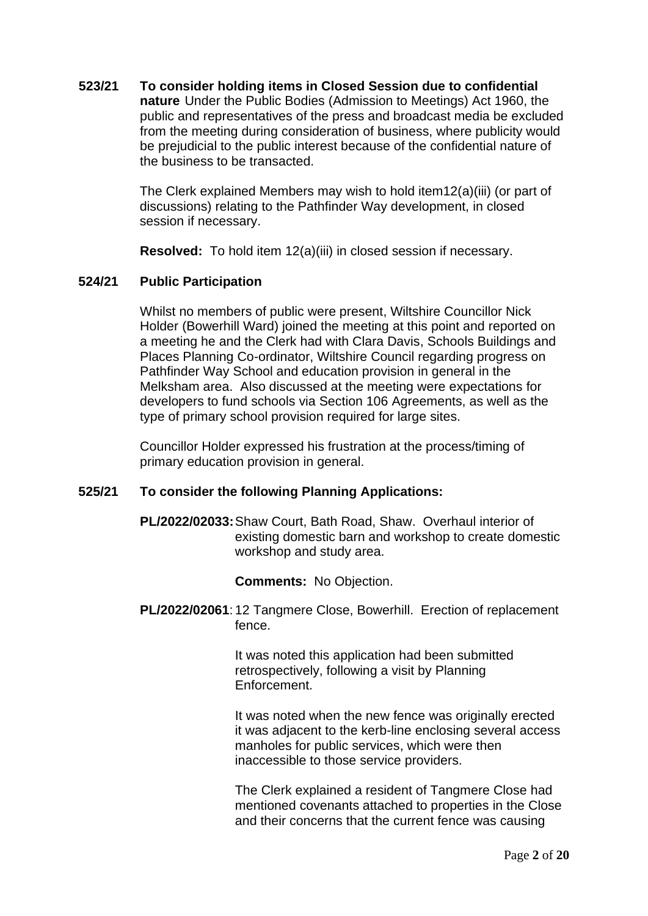**523/21 To consider holding items in Closed Session due to confidential nature** Under the Public Bodies (Admission to Meetings) Act 1960, the public and representatives of the press and broadcast media be excluded from the meeting during consideration of business, where publicity would be prejudicial to the public interest because of the confidential nature of the business to be transacted.

The Clerk explained Members may wish to hold item12(a)(iii) (or part of discussions) relating to the Pathfinder Way development, in closed session if necessary.

**Resolved:** To hold item 12(a)(iii) in closed session if necessary.

**524/21 Public Participation**

Whilst no members of public were present, Wiltshire Councillor Nick Holder (Bowerhill Ward) joined the meeting at this point and reported on a meeting he and the Clerk had with Clara Davis, Schools Buildings and Places Planning Co-ordinator, Wiltshire Council regarding progress on Pathfinder Way School and education provision in general in the Melksham area. Also discussed at the meeting were expectations for developers to fund schools via Section 106 Agreements, as well as the type of primary school provision required for large sites.

Councillor Holder expressed his frustration at the process/timing of primary education provision in general.

**525/21 To consider the following Planning Applications:**

**PL/2022/02033:** Shaw Court, Bath Road, Shaw. Overhaul interior of existing domestic barn and workshop to create domestic workshop and study area.

**Comments:** No Objection.

**PL/2022/02061**: 12 Tangmere Close, Bowerhill. Erection of replacement fence.

It was noted this application had been submitted retrospectively, following a visit by Planning Enforcement.

It was noted when the new fence was originally erected it was adjacent to the kerb-line enclosing several access manholes for public services, which were then inaccessible to those service providers.

The Clerk explained a resident of Tangmere Close had mentioned covenants attached to properties in the Close and their concerns that the current fence was causing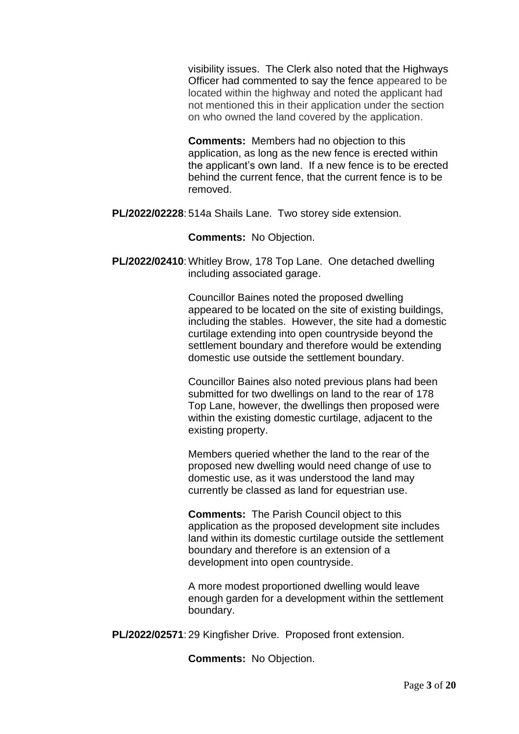visibility issues. The Clerk also noted that the Highways Officer had commented to say the fence appeared to be located within the highway and noted the applicant had not mentioned this in their application under the section on who owned the land covered by the application.

**Comments:** Members had no objection to this application, as long as the new fence is erected within the applicant's own land. If a new fence is to be erected behind the current fence, that the current fence is to be removed.

**PL/2022/02228**: 514a Shails Lane. Two storey side extension.

**Comments:** No Objection.

**PL/2022/02410**: Whitley Brow, 178 Top Lane. One detached dwelling including associated garage.

Councillor Baines noted the proposed dwelling appeared to be located on the site of existing buildings, including the stables. However, the site had a domestic curtilage extending into open countryside beyond the settlement boundary and therefore would be extending domestic use outside the settlement boundary.

Councillor Baines also noted previous plans had been submitted for two dwellings on land to the rear of 178 Top Lane, however, the dwellings then proposed were within the existing domestic curtilage, adjacent to the existing property.

Members queried whether the land to the rear of the proposed new dwelling would need change of use to domestic use, as it was understood the land may currently be classed as land for equestrian use.

**Comments:** The Parish Council object to this application as the proposed development site includes land within its domestic curtilage outside the settlement boundary and therefore is an extension of a development into open countryside.

A more modest proportioned dwelling would leave enough garden for a development within the settlement boundary.

**PL/2022/02571**: 29 Kingfisher Drive. Proposed front extension.

**Comments:** No Objection.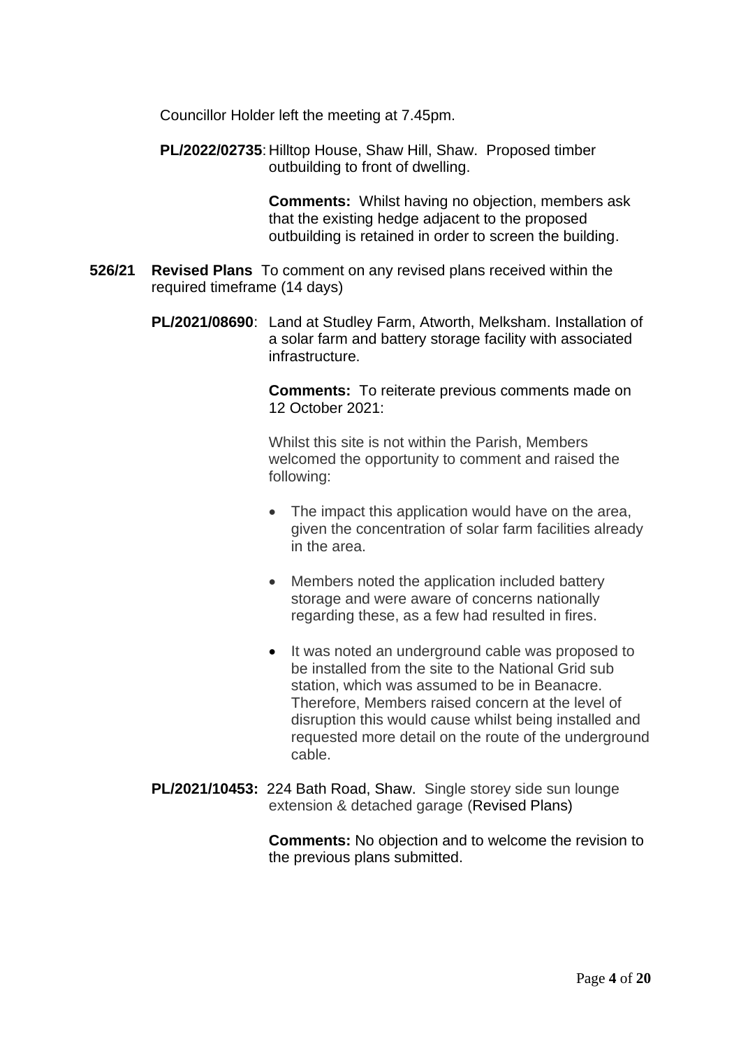Councillor Holder left the meeting at 7.45pm.

**PL/2022/02735**: Hilltop House, Shaw Hill, Shaw. Proposed timber outbuilding to front of dwelling.

**Comments:** Whilst having no objection, members ask that the existing hedge adjacent to the proposed outbuilding is retained in order to screen the building.

**526/21 Revised Plans** To comment on any revised plans received within the required timeframe (14 days)

**PL/2021/08690**: Land at Studley Farm, Atworth, Melksham. Installation of a solar farm and battery storage facility with associated infrastructure.

**Comments:** To reiterate previous comments made on 12 October 2021:

Whilst this site is not within the Parish, Members welcomed the opportunity to comment and raised the following:

- The impact this application would have on the area, given the concentration of solar farm facilities already in the area.
- Members noted the application included battery storage and were aware of concerns nationally regarding these, as a few had resulted in fires.
- It was noted an underground cable was proposed to be installed from the site to the National Grid sub station, which was assumed to be in Beanacre. Therefore, Members raised concern at the level of disruption this would cause whilst being installed and requested more detail on the route of the underground cable.

**PL/2021/10453:** 224 Bath Road, Shaw. Single storey side sun lounge extension & detached garage (Revised Plans)

**Comments:** No objection and to welcome the revision to the previous plans submitted.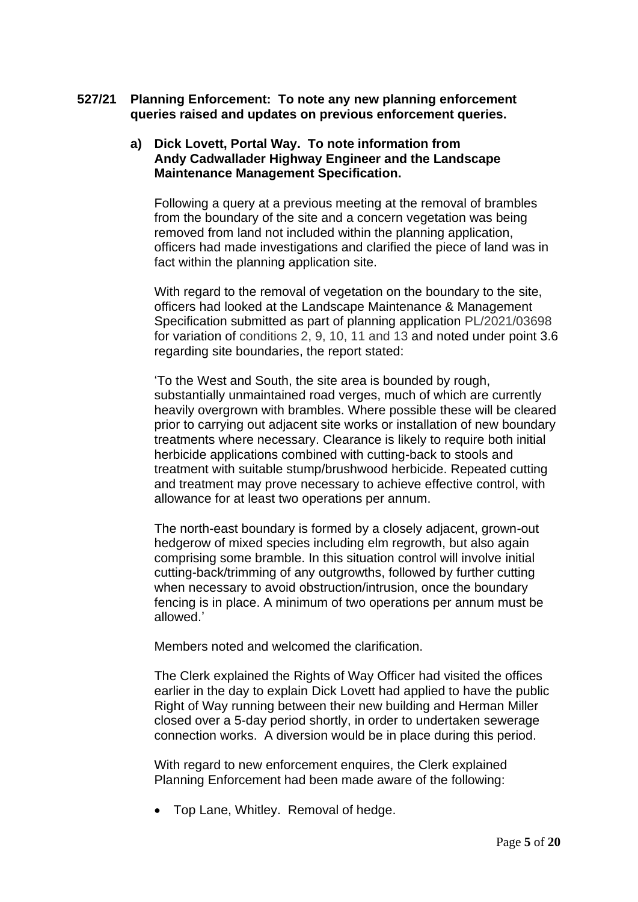**527/21 Planning Enforcement: To note any new planning enforcement queries raised and updates on previous enforcement queries.**

**a) Dick Lovett, Portal Way. To note information from Andy Cadwallader Highway Engineer and the Landscape Maintenance Management Specification.**

Following a query at a previous meeting at the removal of brambles from the boundary of the site and a concern vegetation was being removed from land not included within the planning application, officers had made investigations and clarified the piece of land was in fact within the planning application site.

With regard to the removal of vegetation on the boundary to the site, officers had looked at the Landscape Maintenance & Management Specification submitted as part of planning application PL/2021/03698 for variation of conditions 2, 9, 10, 11 and 13 and noted under point 3.6 regarding site boundaries, the report stated:

'To the West and South, the site area is bounded by rough, substantially unmaintained road verges, much of which are currently heavily overgrown with brambles. Where possible these will be cleared prior to carrying out adjacent site works or installation of new boundary treatments where necessary. Clearance is likely to require both initial herbicide applications combined with cutting-back to stools and treatment with suitable stump/brushwood herbicide. Repeated cutting and treatment may prove necessary to achieve effective control, with allowance for at least two operations per annum.

The north-east boundary is formed by a closely adjacent, grown-out hedgerow of mixed species including elm regrowth, but also again comprising some bramble. In this situation control will involve initial cutting-back/trimming of any outgrowths, followed by further cutting when necessary to avoid obstruction/intrusion, once the boundary fencing is in place. A minimum of two operations per annum must be allowed.'

Members noted and welcomed the clarification.

The Clerk explained the Rights of Way Officer had visited the offices earlier in the day to explain Dick Lovett had applied to have the public Right of Way running between their new building and Herman Miller closed over a 5-day period shortly, in order to undertaken sewerage connection works. A diversion would be in place during this period.

With regard to new enforcement enquires, the Clerk explained Planning Enforcement had been made aware of the following:

- Top Lane, Whitley. Removal of hedge.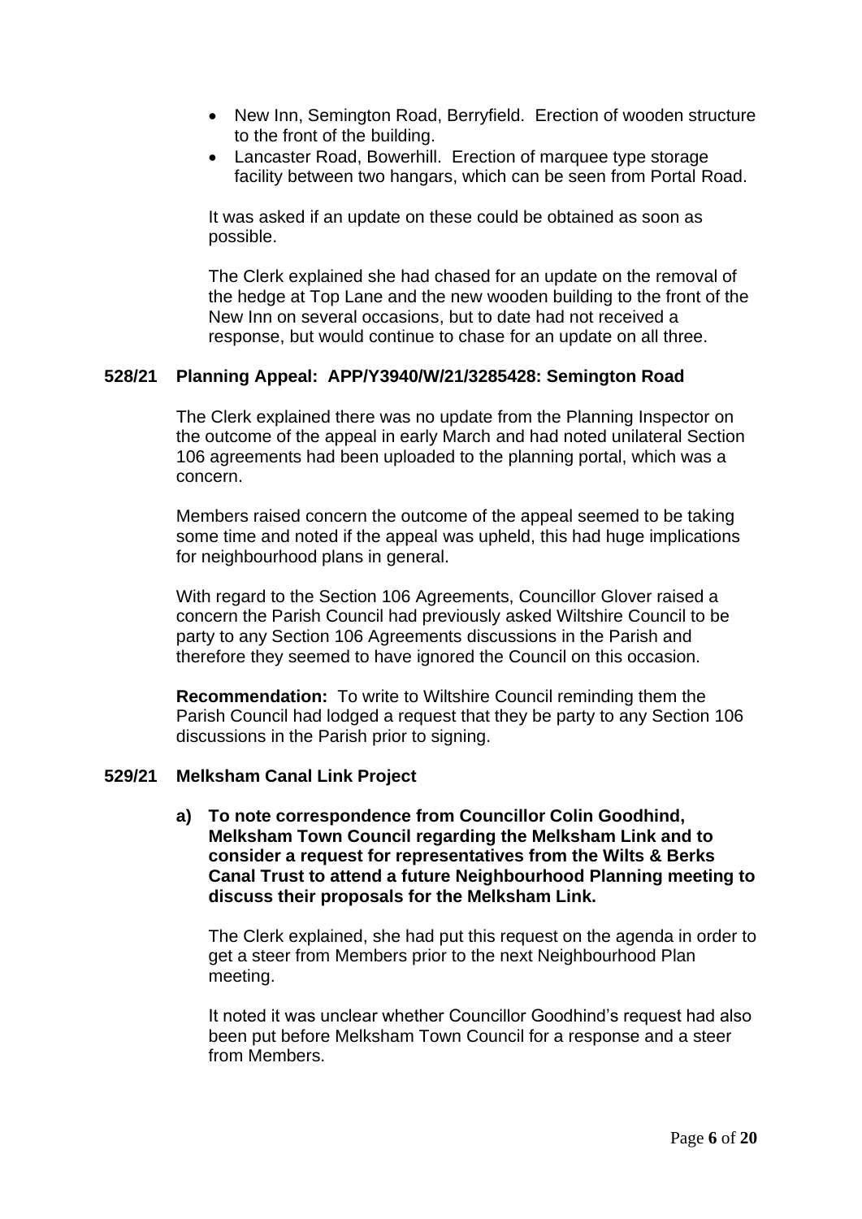- New Inn, Semington Road, Berryfield. Erection of wooden structure to the front of the building.
- Lancaster Road, Bowerhill. Erection of marquee type storage facility between two hangars, which can be seen from Portal Road.

It was asked if an update on these could be obtained as soon as possible.

The Clerk explained she had chased for an update on the removal of the hedge at Top Lane and the new wooden building to the front of the New Inn on several occasions, but to date had not received a response, but would continue to chase for an update on all three.

## 528/21 Planning Appeal: APP/Y3940/W/21/3285428: Semington Road

The Clerk explained there was no update from the Planning Inspector on the outcome of the appeal in early March and had noted unilateral Section 106 agreements had been uploaded to the planning portal, which was a concern.

Members raised concern the outcome of the appeal seemed to be taking some time and noted if the appeal was upheld, this had huge implications for neighbourhood plans in general.

With regard to the Section 106 Agreements, Councillor Glover raised a concern the Parish Council had previously asked Wiltshire Council to be party to any Section 106 Agreements discussions in the Parish and therefore they seemed to have ignored the Council on this occasion.

**Recommendation:** To write to Wiltshire Council reminding them the Parish Council had lodged a request that they be party to any Section 106 discussions in the Parish prior to signing.

## 529/21 Melksham Canal Link Project

**a) To note correspondence from Councillor Colin Goodhind, Melksham Town Council regarding the Melksham Link and to consider a request for representatives from the Wilts & Berks Canal Trust to attend a future Neighbourhood Planning meeting to discuss their proposals for the Melksham Link.**

The Clerk explained, she had put this request on the agenda in order to get a steer from Members prior to the next Neighbourhood Plan meeting.

It noted it was unclear whether Councillor Goodhind's request had also been put before Melksham Town Council for a response and a steer from Members.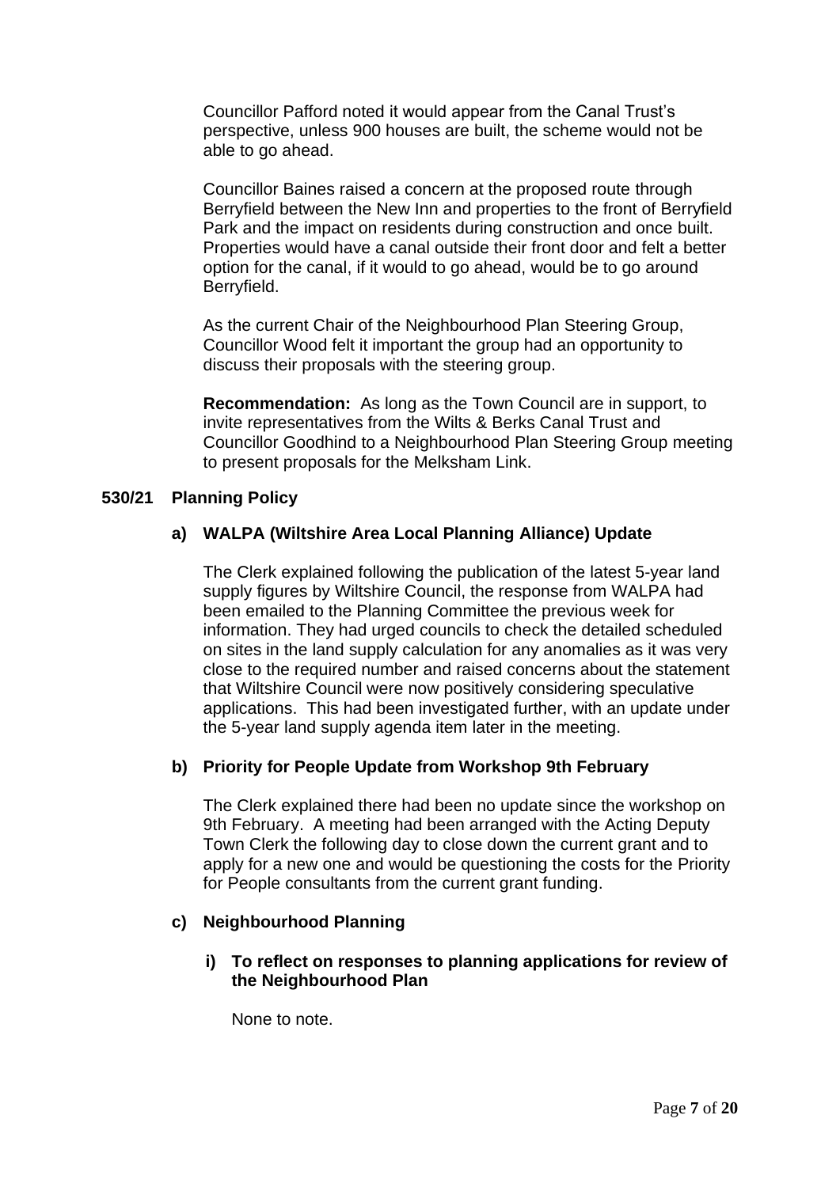Councillor Pafford noted it would appear from the Canal Trust's perspective, unless 900 houses are built, the scheme would not be able to go ahead.

Councillor Baines raised a concern at the proposed route through Berryfield between the New Inn and properties to the front of Berryfield Park and the impact on residents during construction and once built. Properties would have a canal outside their front door and felt a better option for the canal, if it would to go ahead, would be to go around Berryfield.

As the current Chair of the Neighbourhood Plan Steering Group, Councillor Wood felt it important the group had an opportunity to discuss their proposals with the steering group.

**Recommendation:** As long as the Town Council are in support, to invite representatives from the Wilts & Berks Canal Trust and Councillor Goodhind to a Neighbourhood Plan Steering Group meeting to present proposals for the Melksham Link.

## 530/21 Planning Policy

### a) WALPA (Wiltshire Area Local Planning Alliance) Update

The Clerk explained following the publication of the latest 5-year land supply figures by Wiltshire Council, the response from WALPA had been emailed to the Planning Committee the previous week for information. They had urged councils to check the detailed scheduled on sites in the land supply calculation for any anomalies as it was very close to the required number and raised concerns about the statement that Wiltshire Council were now positively considering speculative applications. This had been investigated further, with an update under the 5-year land supply agenda item later in the meeting.

### b) Priority for People Update from Workshop 9th February

The Clerk explained there had been no update since the workshop on 9th February. A meeting had been arranged with the Acting Deputy Town Clerk the following day to close down the current grant and to apply for a new one and would be questioning the costs for the Priority for People consultants from the current grant funding.

### c) Neighbourhood Planning

#### i) To reflect on responses to planning applications for review of the Neighbourhood Plan

None to note.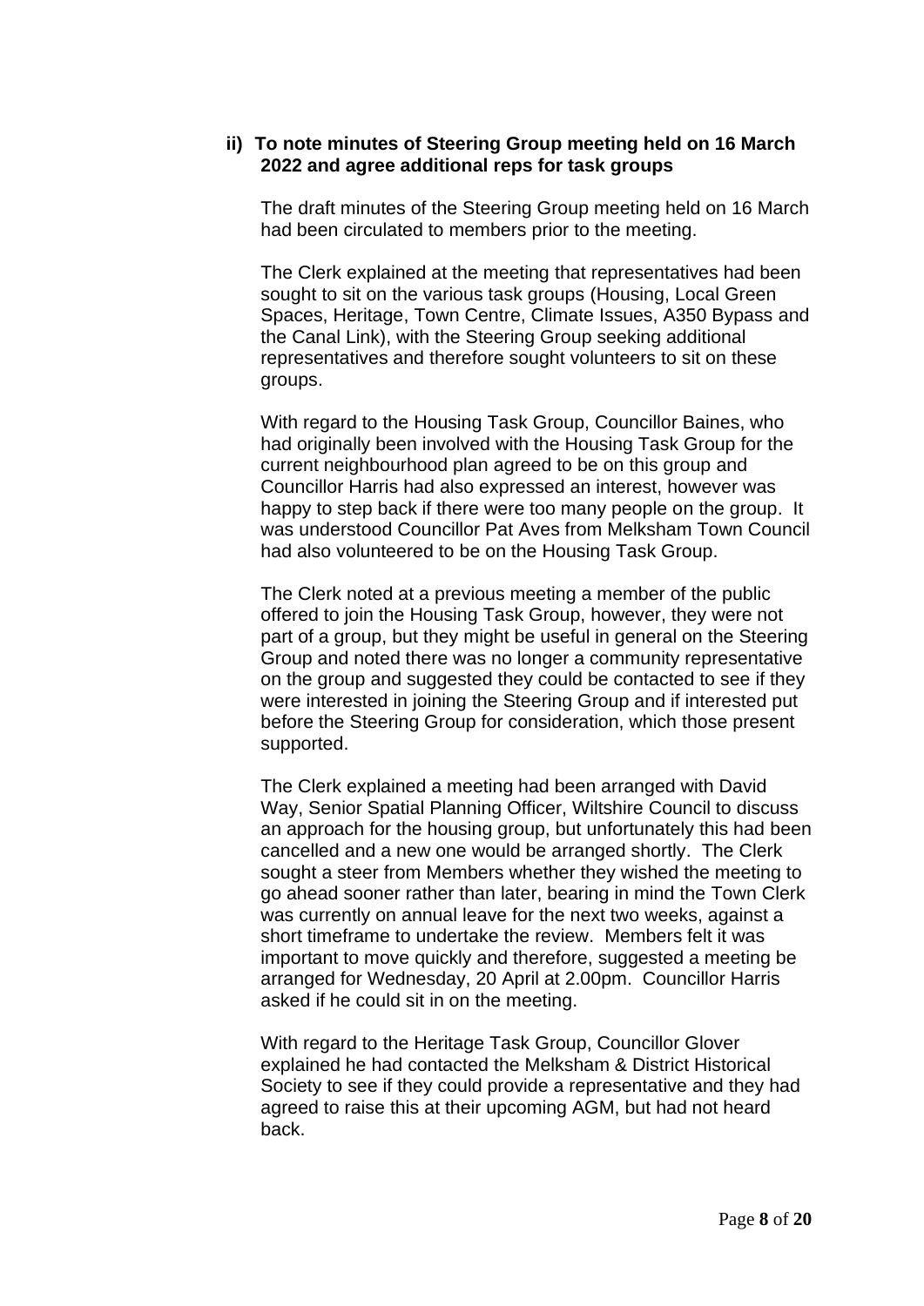**ii) To note minutes of Steering Group meeting held on 16 March 2022 and agree additional reps for task groups**

The draft minutes of the Steering Group meeting held on 16 March had been circulated to members prior to the meeting.

The Clerk explained at the meeting that representatives had been sought to sit on the various task groups (Housing, Local Green Spaces, Heritage, Town Centre, Climate Issues, A350 Bypass and the Canal Link), with the Steering Group seeking additional representatives and therefore sought volunteers to sit on these groups.

With regard to the Housing Task Group, Councillor Baines, who had originally been involved with the Housing Task Group for the current neighbourhood plan agreed to be on this group and Councillor Harris had also expressed an interest, however was happy to step back if there were too many people on the group. It was understood Councillor Pat Aves from Melksham Town Council had also volunteered to be on the Housing Task Group.

The Clerk noted at a previous meeting a member of the public offered to join the Housing Task Group, however, they were not part of a group, but they might be useful in general on the Steering Group and noted there was no longer a community representative on the group and suggested they could be contacted to see if they were interested in joining the Steering Group and if interested put before the Steering Group for consideration, which those present supported.

The Clerk explained a meeting had been arranged with David Way, Senior Spatial Planning Officer, Wiltshire Council to discuss an approach for the housing group, but unfortunately this had been cancelled and a new one would be arranged shortly. The Clerk sought a steer from Members whether they wished the meeting to go ahead sooner rather than later, bearing in mind the Town Clerk was currently on annual leave for the next two weeks, against a short timeframe to undertake the review. Members felt it was important to move quickly and therefore, suggested a meeting be arranged for Wednesday, 20 April at 2.00pm. Councillor Harris asked if he could sit in on the meeting.

With regard to the Heritage Task Group, Councillor Glover explained he had contacted the Melksham & District Historical Society to see if they could provide a representative and they had agreed to raise this at their upcoming AGM, but had not heard back.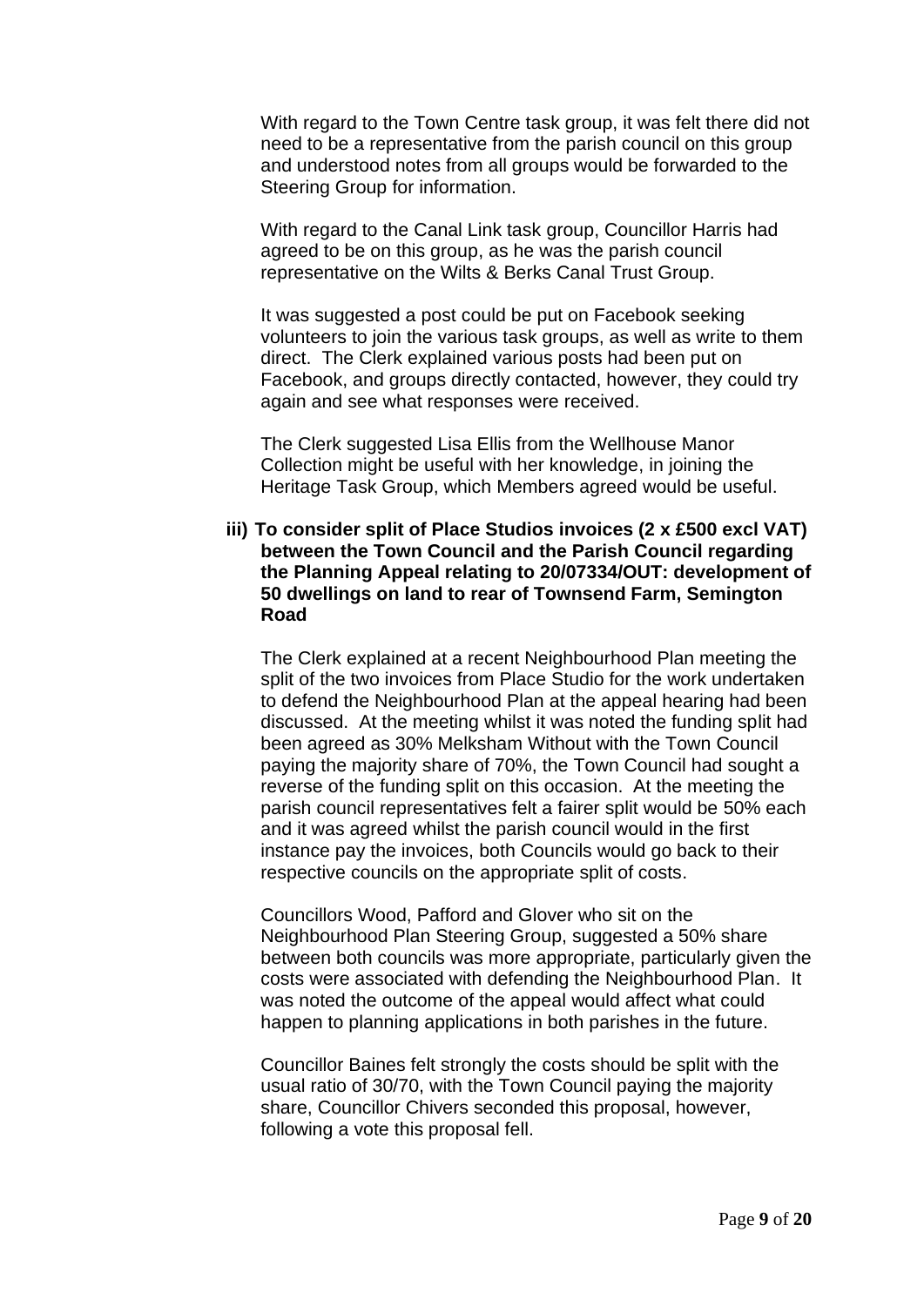With regard to the Town Centre task group, it was felt there did not need to be a representative from the parish council on this group and understood notes from all groups would be forwarded to the Steering Group for information.

With regard to the Canal Link task group, Councillor Harris had agreed to be on this group, as he was the parish council representative on the Wilts & Berks Canal Trust Group.

It was suggested a post could be put on Facebook seeking volunteers to join the various task groups, as well as write to them direct. The Clerk explained various posts had been put on Facebook, and groups directly contacted, however, they could try again and see what responses were received.

The Clerk suggested Lisa Ellis from the Wellhouse Manor Collection might be useful with her knowledge, in joining the Heritage Task Group, which Members agreed would be useful.

**iii) To consider split of Place Studios invoices (2 x £500 excl VAT) between the Town Council and the Parish Council regarding the Planning Appeal relating to 20/07334/OUT: development of 50 dwellings on land to rear of Townsend Farm, Semington Road**

The Clerk explained at a recent Neighbourhood Plan meeting the split of the two invoices from Place Studio for the work undertaken to defend the Neighbourhood Plan at the appeal hearing had been discussed. At the meeting whilst it was noted the funding split had been agreed as 30% Melksham Without with the Town Council paying the majority share of 70%, the Town Council had sought a reverse of the funding split on this occasion. At the meeting the parish council representatives felt a fairer split would be 50% each and it was agreed whilst the parish council would in the first instance pay the invoices, both Councils would go back to their respective councils on the appropriate split of costs.

Councillors Wood, Pafford and Glover who sit on the Neighbourhood Plan Steering Group, suggested a 50% share between both councils was more appropriate, particularly given the costs were associated with defending the Neighbourhood Plan. It was noted the outcome of the appeal would affect what could happen to planning applications in both parishes in the future.

Councillor Baines felt strongly the costs should be split with the usual ratio of 30/70, with the Town Council paying the majority share, Councillor Chivers seconded this proposal, however, following a vote this proposal fell.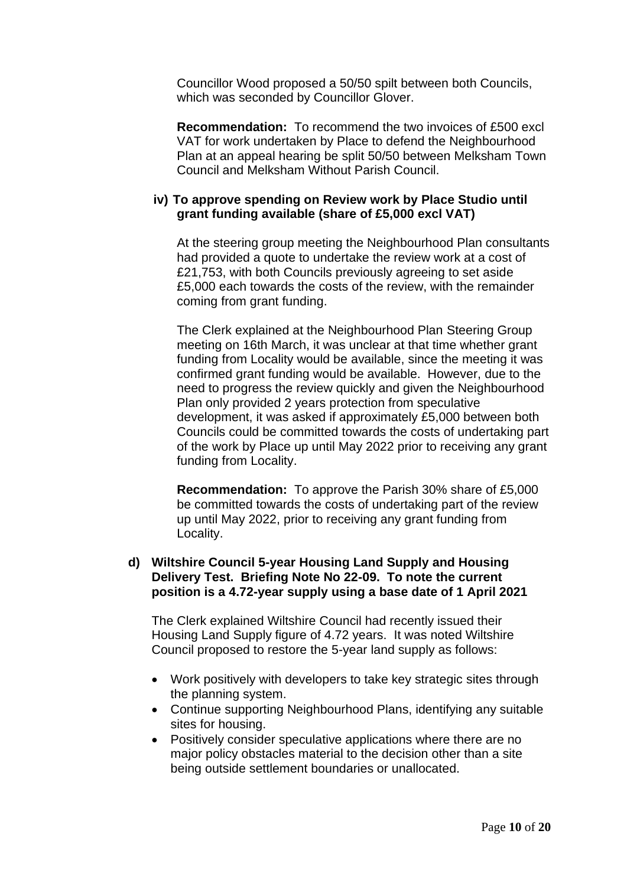Councillor Wood proposed a 50/50 spilt between both Councils, which was seconded by Councillor Glover.

**Recommendation:** To recommend the two invoices of £500 excl VAT for work undertaken by Place to defend the Neighbourhood Plan at an appeal hearing be split 50/50 between Melksham Town Council and Melksham Without Parish Council.

**iv) To approve spending on Review work by Place Studio until grant funding available (share of £5,000 excl VAT)**

At the steering group meeting the Neighbourhood Plan consultants had provided a quote to undertake the review work at a cost of £21,753, with both Councils previously agreeing to set aside £5,000 each towards the costs of the review, with the remainder coming from grant funding.

The Clerk explained at the Neighbourhood Plan Steering Group meeting on 16th March, it was unclear at that time whether grant funding from Locality would be available, since the meeting it was confirmed grant funding would be available. However, due to the need to progress the review quickly and given the Neighbourhood Plan only provided 2 years protection from speculative development, it was asked if approximately £5,000 between both Councils could be committed towards the costs of undertaking part of the work by Place up until May 2022 prior to receiving any grant funding from Locality.

**Recommendation:** To approve the Parish 30% share of £5,000 be committed towards the costs of undertaking part of the review up until May 2022, prior to receiving any grant funding from Locality.

**d) Wiltshire Council 5-year Housing Land Supply and Housing Delivery Test. Briefing Note No 22-09. To note the current position is a 4.72-year supply using a base date of 1 April 2021**

The Clerk explained Wiltshire Council had recently issued their Housing Land Supply figure of 4.72 years. It was noted Wiltshire Council proposed to restore the 5-year land supply as follows:

- Work positively with developers to take key strategic sites through the planning system.
- Continue supporting Neighbourhood Plans, identifying any suitable sites for housing.
- Positively consider speculative applications where there are no major policy obstacles material to the decision other than a site being outside settlement boundaries or unallocated.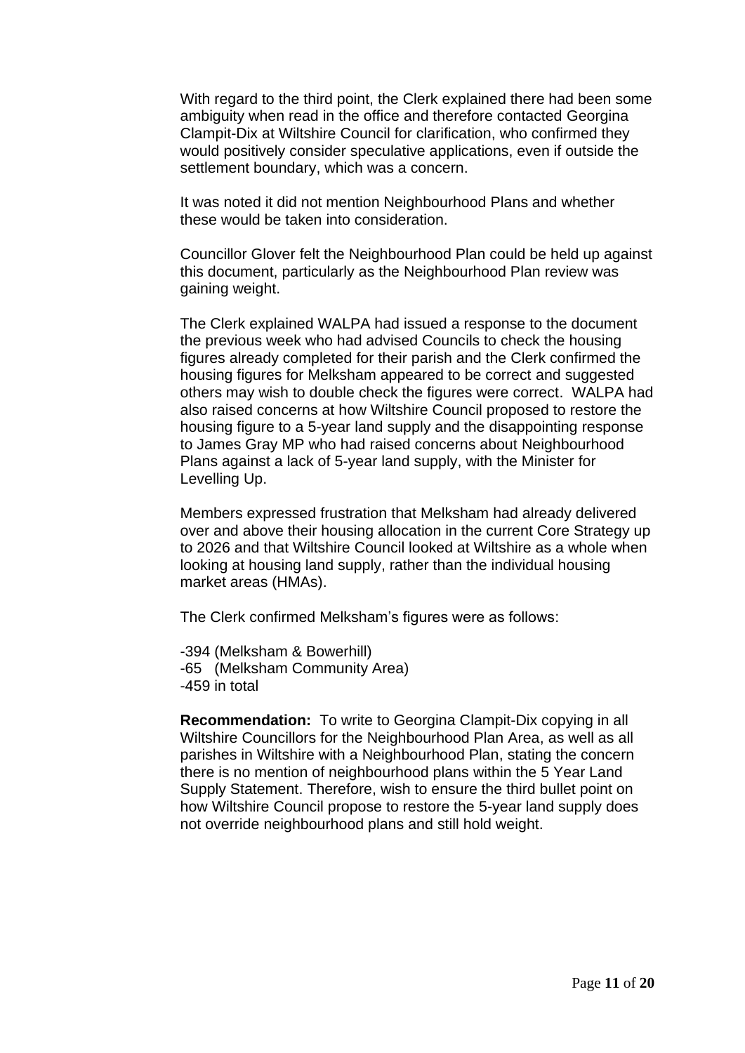With regard to the third point, the Clerk explained there had been some ambiguity when read in the office and therefore contacted Georgina Clampit-Dix at Wiltshire Council for clarification, who confirmed they would positively consider speculative applications, even if outside the settlement boundary, which was a concern.

It was noted it did not mention Neighbourhood Plans and whether these would be taken into consideration.

Councillor Glover felt the Neighbourhood Plan could be held up against this document, particularly as the Neighbourhood Plan review was gaining weight.

The Clerk explained WALPA had issued a response to the document the previous week who had advised Councils to check the housing figures already completed for their parish and the Clerk confirmed the housing figures for Melksham appeared to be correct and suggested others may wish to double check the figures were correct. WALPA had also raised concerns at how Wiltshire Council proposed to restore the housing figure to a 5-year land supply and the disappointing response to James Gray MP who had raised concerns about Neighbourhood Plans against a lack of 5-year land supply, with the Minister for Levelling Up.

Members expressed frustration that Melksham had already delivered over and above their housing allocation in the current Core Strategy up to 2026 and that Wiltshire Council looked at Wiltshire as a whole when looking at housing land supply, rather than the individual housing market areas (HMAs).

The Clerk confirmed Melksham's figures were as follows:

-394 (Melksham & Bowerhill)
-65 (Melksham Community Area)
-459 in total

**Recommendation:** To write to Georgina Clampit-Dix copying in all Wiltshire Councillors for the Neighbourhood Plan Area, as well as all parishes in Wiltshire with a Neighbourhood Plan, stating the concern there is no mention of neighbourhood plans within the 5 Year Land Supply Statement. Therefore, wish to ensure the third bullet point on how Wiltshire Council propose to restore the 5-year land supply does not override neighbourhood plans and still hold weight.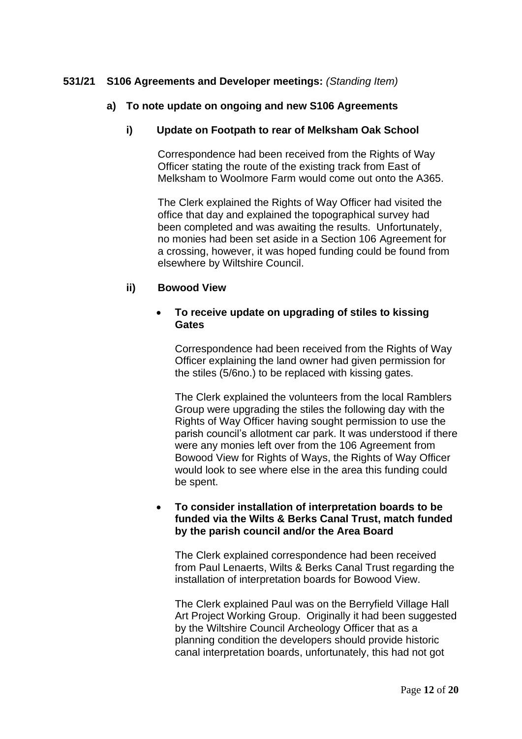**531/21 S106 Agreements and Developer meetings:** *(Standing Item)*

**a) To note update on ongoing and new S106 Agreements**

**i) Update on Footpath to rear of Melksham Oak School**

Correspondence had been received from the Rights of Way Officer stating the route of the existing track from East of Melksham to Woolmore Farm would come out onto the A365.

The Clerk explained the Rights of Way Officer had visited the office that day and explained the topographical survey had been completed and was awaiting the results. Unfortunately, no monies had been set aside in a Section 106 Agreement for a crossing, however, it was hoped funding could be found from elsewhere by Wiltshire Council.

**ii) Bowood View**

- **To receive update on upgrading of stiles to kissing Gates**

  Correspondence had been received from the Rights of Way Officer explaining the land owner had given permission for the stiles (5/6no.) to be replaced with kissing gates.

  The Clerk explained the volunteers from the local Ramblers Group were upgrading the stiles the following day with the Rights of Way Officer having sought permission to use the parish council's allotment car park. It was understood if there were any monies left over from the 106 Agreement from Bowood View for Rights of Ways, the Rights of Way Officer would look to see where else in the area this funding could be spent.

- **To consider installation of interpretation boards to be funded via the Wilts & Berks Canal Trust, match funded by the parish council and/or the Area Board**

  The Clerk explained correspondence had been received from Paul Lenaerts, Wilts & Berks Canal Trust regarding the installation of interpretation boards for Bowood View.

  The Clerk explained Paul was on the Berryfield Village Hall Art Project Working Group. Originally it had been suggested by the Wiltshire Council Archeology Officer that as a planning condition the developers should provide historic canal interpretation boards, unfortunately, this had not got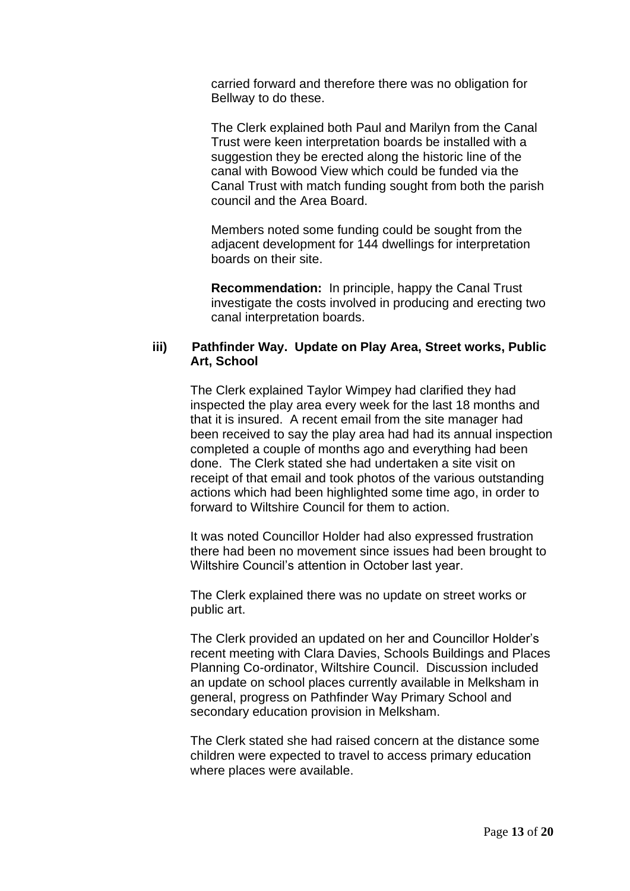carried forward and therefore there was no obligation for Bellway to do these.

The Clerk explained both Paul and Marilyn from the Canal Trust were keen interpretation boards be installed with a suggestion they be erected along the historic line of the canal with Bowood View which could be funded via the Canal Trust with match funding sought from both the parish council and the Area Board.

Members noted some funding could be sought from the adjacent development for 144 dwellings for interpretation boards on their site.

**Recommendation:** In principle, happy the Canal Trust investigate the costs involved in producing and erecting two canal interpretation boards.

**iii) Pathfinder Way. Update on Play Area, Street works, Public Art, School**

The Clerk explained Taylor Wimpey had clarified they had inspected the play area every week for the last 18 months and that it is insured. A recent email from the site manager had been received to say the play area had had its annual inspection completed a couple of months ago and everything had been done. The Clerk stated she had undertaken a site visit on receipt of that email and took photos of the various outstanding actions which had been highlighted some time ago, in order to forward to Wiltshire Council for them to action.

It was noted Councillor Holder had also expressed frustration there had been no movement since issues had been brought to Wiltshire Council's attention in October last year.

The Clerk explained there was no update on street works or public art.

The Clerk provided an updated on her and Councillor Holder's recent meeting with Clara Davies, Schools Buildings and Places Planning Co-ordinator, Wiltshire Council. Discussion included an update on school places currently available in Melksham in general, progress on Pathfinder Way Primary School and secondary education provision in Melksham.

The Clerk stated she had raised concern at the distance some children were expected to travel to access primary education where places were available.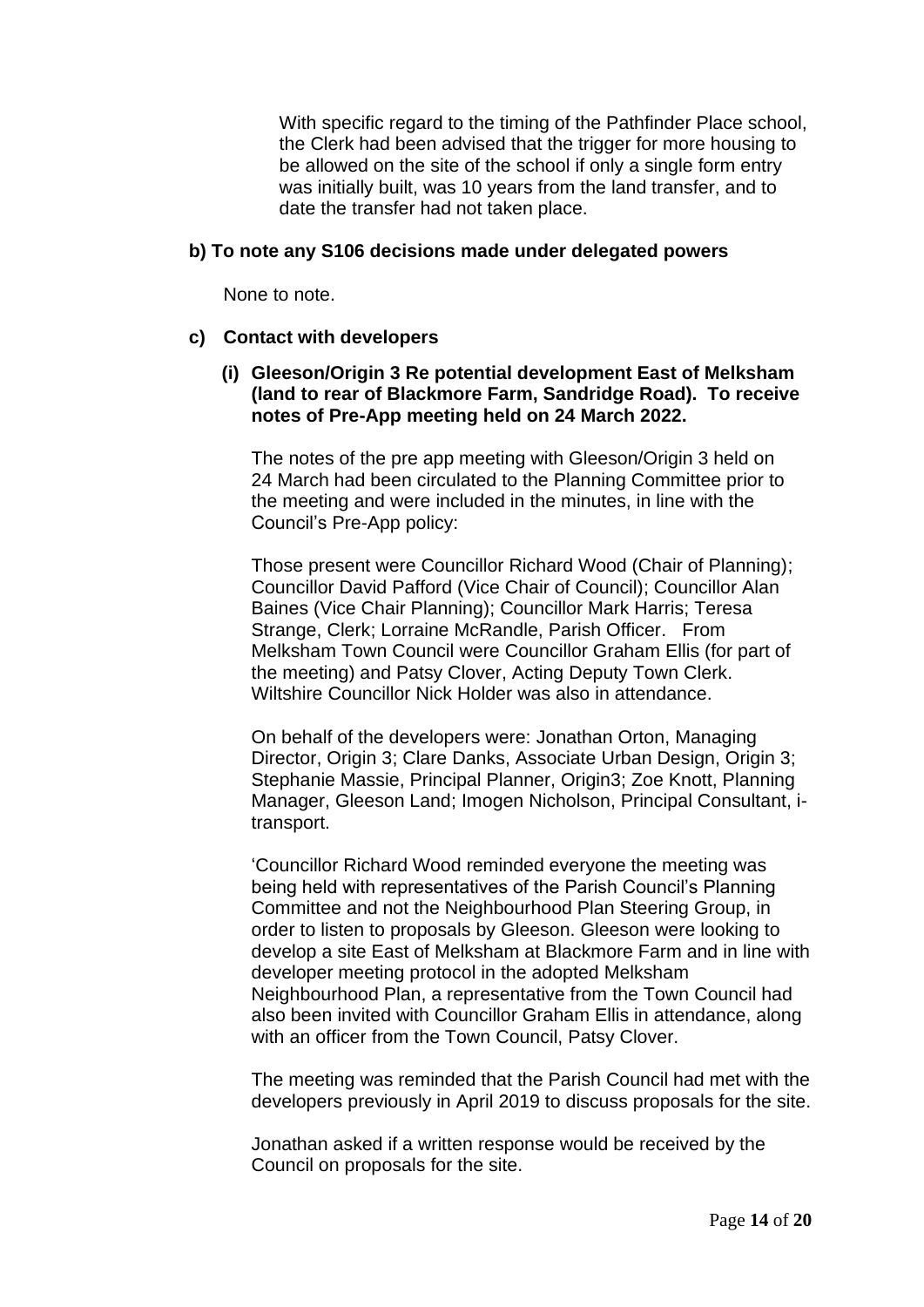With specific regard to the timing of the Pathfinder Place school, the Clerk had been advised that the trigger for more housing to be allowed on the site of the school if only a single form entry was initially built, was 10 years from the land transfer, and to date the transfer had not taken place.

**b) To note any S106 decisions made under delegated powers**

None to note.

**c) Contact with developers**

**(i) Gleeson/Origin 3 Re potential development East of Melksham (land to rear of Blackmore Farm, Sandridge Road). To receive notes of Pre-App meeting held on 24 March 2022.**

The notes of the pre app meeting with Gleeson/Origin 3 held on 24 March had been circulated to the Planning Committee prior to the meeting and were included in the minutes, in line with the Council's Pre-App policy:

Those present were Councillor Richard Wood (Chair of Planning); Councillor David Pafford (Vice Chair of Council); Councillor Alan Baines (Vice Chair Planning); Councillor Mark Harris; Teresa Strange, Clerk; Lorraine McRandle, Parish Officer. From Melksham Town Council were Councillor Graham Ellis (for part of the meeting) and Patsy Clover, Acting Deputy Town Clerk. Wiltshire Councillor Nick Holder was also in attendance.

On behalf of the developers were: Jonathan Orton, Managing Director, Origin 3; Clare Danks, Associate Urban Design, Origin 3; Stephanie Massie, Principal Planner, Origin3; Zoe Knott, Planning Manager, Gleeson Land; Imogen Nicholson, Principal Consultant, i-transport.

'Councillor Richard Wood reminded everyone the meeting was being held with representatives of the Parish Council's Planning Committee and not the Neighbourhood Plan Steering Group, in order to listen to proposals by Gleeson. Gleeson were looking to develop a site East of Melksham at Blackmore Farm and in line with developer meeting protocol in the adopted Melksham Neighbourhood Plan, a representative from the Town Council had also been invited with Councillor Graham Ellis in attendance, along with an officer from the Town Council, Patsy Clover.

The meeting was reminded that the Parish Council had met with the developers previously in April 2019 to discuss proposals for the site.

Jonathan asked if a written response would be received by the Council on proposals for the site.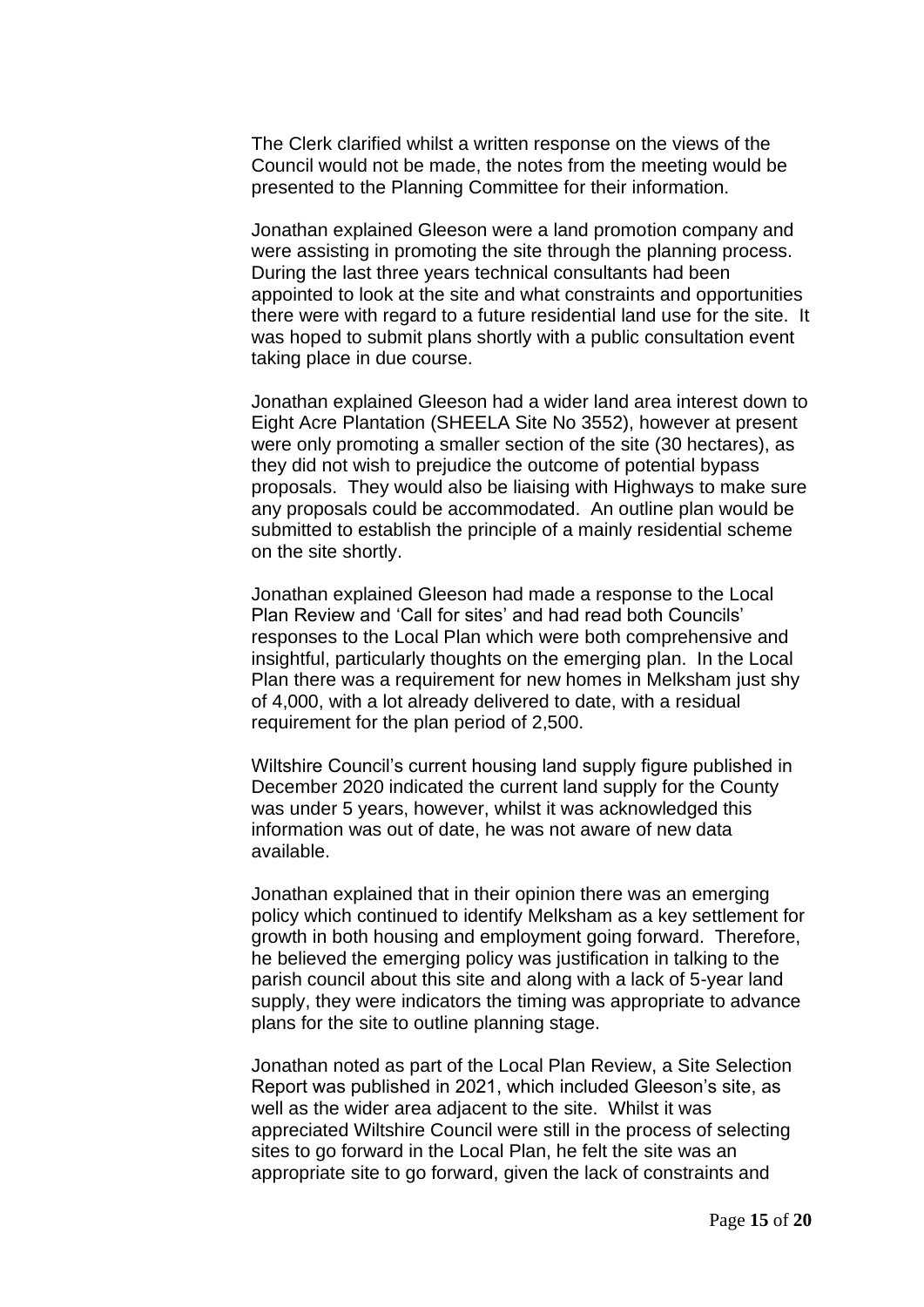The Clerk clarified whilst a written response on the views of the Council would not be made, the notes from the meeting would be presented to the Planning Committee for their information.

Jonathan explained Gleeson were a land promotion company and were assisting in promoting the site through the planning process. During the last three years technical consultants had been appointed to look at the site and what constraints and opportunities there were with regard to a future residential land use for the site. It was hoped to submit plans shortly with a public consultation event taking place in due course.

Jonathan explained Gleeson had a wider land area interest down to Eight Acre Plantation (SHEELA Site No 3552), however at present were only promoting a smaller section of the site (30 hectares), as they did not wish to prejudice the outcome of potential bypass proposals. They would also be liaising with Highways to make sure any proposals could be accommodated. An outline plan would be submitted to establish the principle of a mainly residential scheme on the site shortly.

Jonathan explained Gleeson had made a response to the Local Plan Review and 'Call for sites' and had read both Councils' responses to the Local Plan which were both comprehensive and insightful, particularly thoughts on the emerging plan. In the Local Plan there was a requirement for new homes in Melksham just shy of 4,000, with a lot already delivered to date, with a residual requirement for the plan period of 2,500.

Wiltshire Council's current housing land supply figure published in December 2020 indicated the current land supply for the County was under 5 years, however, whilst it was acknowledged this information was out of date, he was not aware of new data available.

Jonathan explained that in their opinion there was an emerging policy which continued to identify Melksham as a key settlement for growth in both housing and employment going forward. Therefore, he believed the emerging policy was justification in talking to the parish council about this site and along with a lack of 5-year land supply, they were indicators the timing was appropriate to advance plans for the site to outline planning stage.

Jonathan noted as part of the Local Plan Review, a Site Selection Report was published in 2021, which included Gleeson's site, as well as the wider area adjacent to the site. Whilst it was appreciated Wiltshire Council were still in the process of selecting sites to go forward in the Local Plan, he felt the site was an appropriate site to go forward, given the lack of constraints and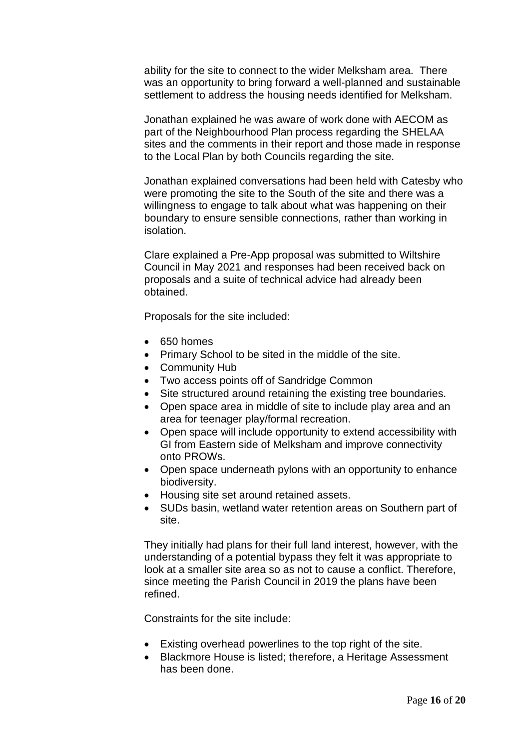ability for the site to connect to the wider Melksham area. There was an opportunity to bring forward a well-planned and sustainable settlement to address the housing needs identified for Melksham.

Jonathan explained he was aware of work done with AECOM as part of the Neighbourhood Plan process regarding the SHELAA sites and the comments in their report and those made in response to the Local Plan by both Councils regarding the site.

Jonathan explained conversations had been held with Catesby who were promoting the site to the South of the site and there was a willingness to engage to talk about what was happening on their boundary to ensure sensible connections, rather than working in isolation.

Clare explained a Pre-App proposal was submitted to Wiltshire Council in May 2021 and responses had been received back on proposals and a suite of technical advice had already been obtained.

Proposals for the site included:

- 650 homes
- Primary School to be sited in the middle of the site.
- Community Hub
- Two access points off of Sandridge Common
- Site structured around retaining the existing tree boundaries.
- Open space area in middle of site to include play area and an area for teenager play/formal recreation.
- Open space will include opportunity to extend accessibility with GI from Eastern side of Melksham and improve connectivity onto PROWs.
- Open space underneath pylons with an opportunity to enhance biodiversity.
- Housing site set around retained assets.
- SUDs basin, wetland water retention areas on Southern part of site.

They initially had plans for their full land interest, however, with the understanding of a potential bypass they felt it was appropriate to look at a smaller site area so as not to cause a conflict. Therefore, since meeting the Parish Council in 2019 the plans have been refined.

Constraints for the site include:

- Existing overhead powerlines to the top right of the site.
- Blackmore House is listed; therefore, a Heritage Assessment has been done.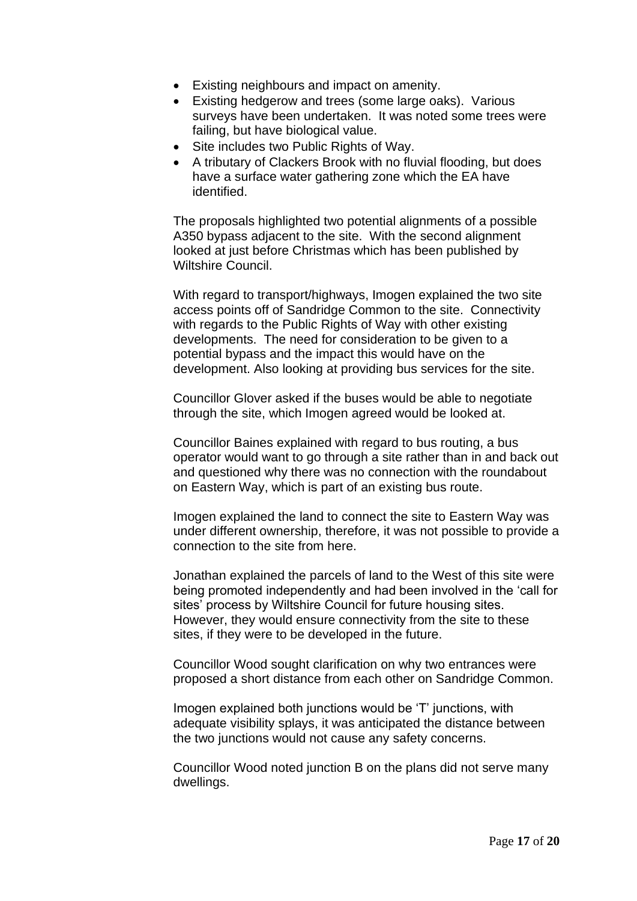- Existing neighbours and impact on amenity.
- Existing hedgerow and trees (some large oaks). Various surveys have been undertaken. It was noted some trees were failing, but have biological value.
- Site includes two Public Rights of Way.
- A tributary of Clackers Brook with no fluvial flooding, but does have a surface water gathering zone which the EA have identified.

The proposals highlighted two potential alignments of a possible A350 bypass adjacent to the site. With the second alignment looked at just before Christmas which has been published by Wiltshire Council.

With regard to transport/highways, Imogen explained the two site access points off of Sandridge Common to the site. Connectivity with regards to the Public Rights of Way with other existing developments. The need for consideration to be given to a potential bypass and the impact this would have on the development. Also looking at providing bus services for the site.

Councillor Glover asked if the buses would be able to negotiate through the site, which Imogen agreed would be looked at.

Councillor Baines explained with regard to bus routing, a bus operator would want to go through a site rather than in and back out and questioned why there was no connection with the roundabout on Eastern Way, which is part of an existing bus route.

Imogen explained the land to connect the site to Eastern Way was under different ownership, therefore, it was not possible to provide a connection to the site from here.

Jonathan explained the parcels of land to the West of this site were being promoted independently and had been involved in the 'call for sites' process by Wiltshire Council for future housing sites. However, they would ensure connectivity from the site to these sites, if they were to be developed in the future.

Councillor Wood sought clarification on why two entrances were proposed a short distance from each other on Sandridge Common.

Imogen explained both junctions would be 'T' junctions, with adequate visibility splays, it was anticipated the distance between the two junctions would not cause any safety concerns.

Councillor Wood noted junction B on the plans did not serve many dwellings.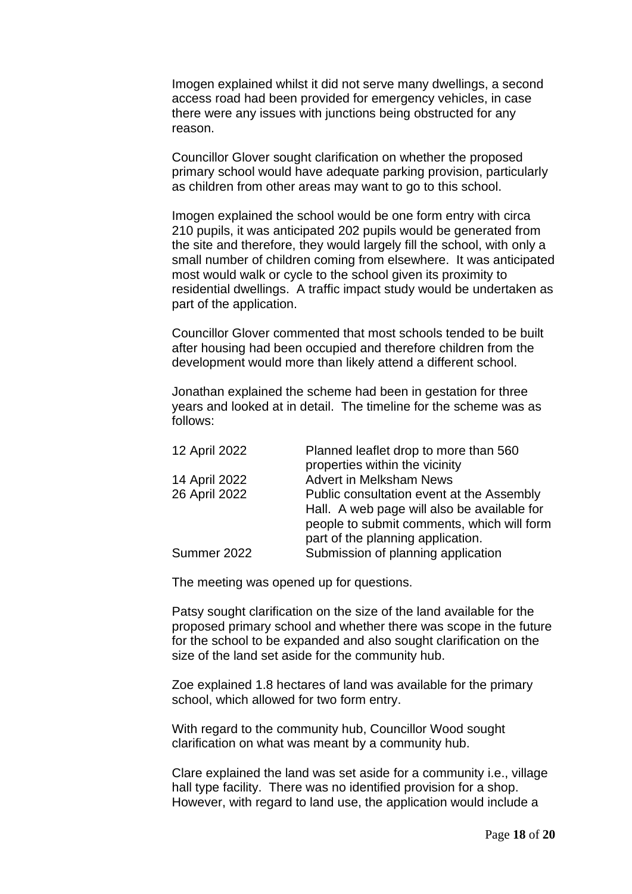Imogen explained whilst it did not serve many dwellings, a second access road had been provided for emergency vehicles, in case there were any issues with junctions being obstructed for any reason.

Councillor Glover sought clarification on whether the proposed primary school would have adequate parking provision, particularly as children from other areas may want to go to this school.

Imogen explained the school would be one form entry with circa 210 pupils, it was anticipated 202 pupils would be generated from the site and therefore, they would largely fill the school, with only a small number of children coming from elsewhere. It was anticipated most would walk or cycle to the school given its proximity to residential dwellings. A traffic impact study would be undertaken as part of the application.

Councillor Glover commented that most schools tended to be built after housing had been occupied and therefore children from the development would more than likely attend a different school.

Jonathan explained the scheme had been in gestation for three years and looked at in detail. The timeline for the scheme was as follows:

| | |
|---|---|
| 12 April 2022 | Planned leaflet drop to more than 560 properties within the vicinity |
| 14 April 2022 | Advert in Melksham News |
| 26 April 2022 | Public consultation event at the Assembly Hall. A web page will also be available for people to submit comments, which will form part of the planning application. |
| Summer 2022 | Submission of planning application |

The meeting was opened up for questions.

Patsy sought clarification on the size of the land available for the proposed primary school and whether there was scope in the future for the school to be expanded and also sought clarification on the size of the land set aside for the community hub.

Zoe explained 1.8 hectares of land was available for the primary school, which allowed for two form entry.

With regard to the community hub, Councillor Wood sought clarification on what was meant by a community hub.

Clare explained the land was set aside for a community i.e., village hall type facility. There was no identified provision for a shop. However, with regard to land use, the application would include a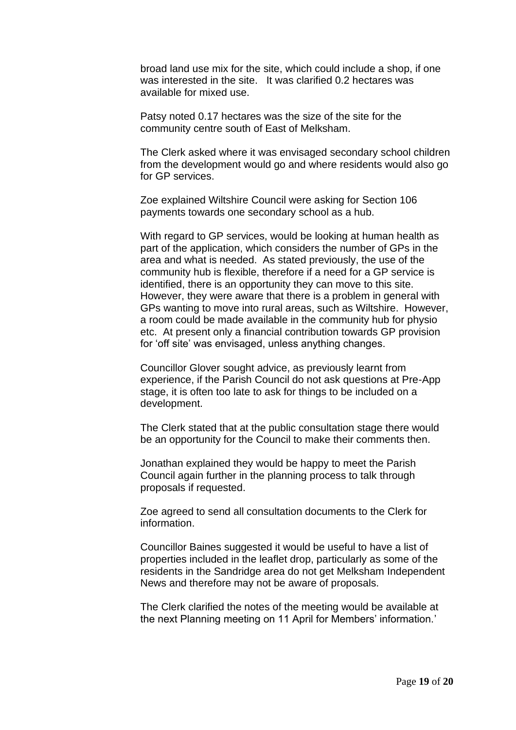broad land use mix for the site, which could include a shop, if one was interested in the site.   It was clarified 0.2 hectares was available for mixed use.

Patsy noted 0.17 hectares was the size of the site for the community centre south of East of Melksham.

The Clerk asked where it was envisaged secondary school children from the development would go and where residents would also go for GP services.

Zoe explained Wiltshire Council were asking for Section 106 payments towards one secondary school as a hub.

With regard to GP services, would be looking at human health as part of the application, which considers the number of GPs in the area and what is needed.  As stated previously, the use of the community hub is flexible, therefore if a need for a GP service is identified, there is an opportunity they can move to this site.  However, they were aware that there is a problem in general with GPs wanting to move into rural areas, such as Wiltshire.  However, a room could be made available in the community hub for physio etc.  At present only a financial contribution towards GP provision for 'off site' was envisaged, unless anything changes.

Councillor Glover sought advice, as previously learnt from experience, if the Parish Council do not ask questions at Pre-App stage, it is often too late to ask for things to be included on a development.

The Clerk stated that at the public consultation stage there would be an opportunity for the Council to make their comments then.

Jonathan explained they would be happy to meet the Parish Council again further in the planning process to talk through proposals if requested.

Zoe agreed to send all consultation documents to the Clerk for information.

Councillor Baines suggested it would be useful to have a list of properties included in the leaflet drop, particularly as some of the residents in the Sandridge area do not get Melksham Independent News and therefore may not be aware of proposals.

The Clerk clarified the notes of the meeting would be available at the next Planning meeting on 11 April for Members' information.'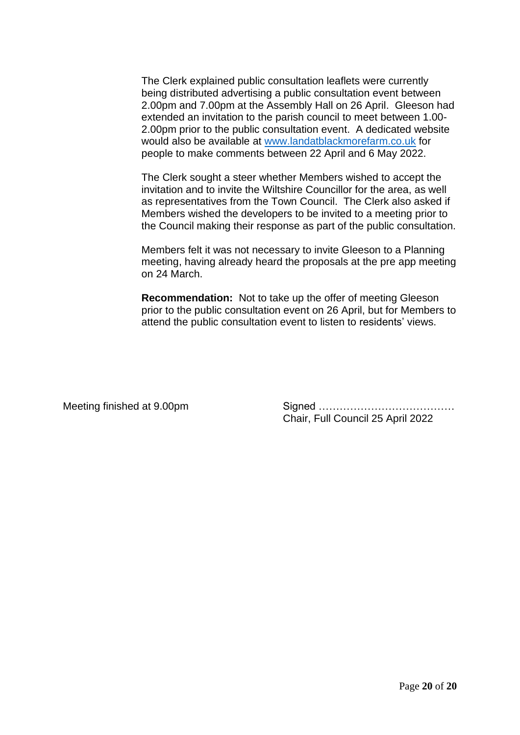The Clerk explained public consultation leaflets were currently being distributed advertising a public consultation event between 2.00pm and 7.00pm at the Assembly Hall on 26 April. Gleeson had extended an invitation to the parish council to meet between 1.00-2.00pm prior to the public consultation event. A dedicated website would also be available at [www.landatblackmorefarm.co.uk](http://www.landatblackmorefarm.co.uk) for people to make comments between 22 April and 6 May 2022.

The Clerk sought a steer whether Members wished to accept the invitation and to invite the Wiltshire Councillor for the area, as well as representatives from the Town Council. The Clerk also asked if Members wished the developers to be invited to a meeting prior to the Council making their response as part of the public consultation.

Members felt it was not necessary to invite Gleeson to a Planning meeting, having already heard the proposals at the pre app meeting on 24 March.

**Recommendation:** Not to take up the offer of meeting Gleeson prior to the public consultation event on 26 April, but for Members to attend the public consultation event to listen to residents' views.

Meeting finished at 9.00pm

Signed ……………………………….
Chair, Full Council 25 April 2022